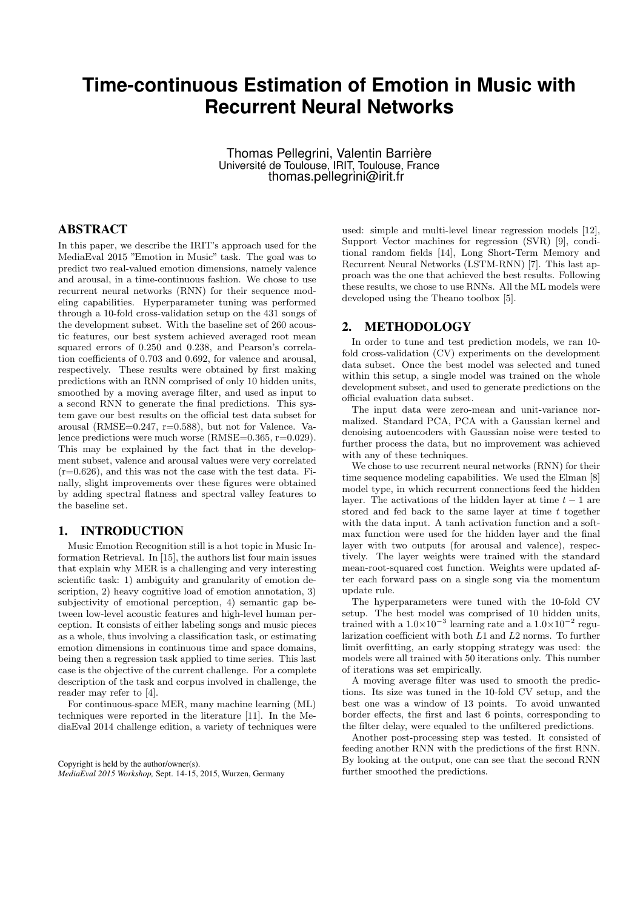# Time-continuous Estimation of Emotion in Music with Recurrent Neural Networks

Thomas Pellegrini, Valentin Barrière
Université de Toulouse, IRIT, Toulouse, France
thomas.pellegrini@irit.fr

## ABSTRACT

In this paper, we describe the IRIT's approach used for the MediaEval 2015 "Emotion in Music" task. The goal was to predict two real-valued emotion dimensions, namely valence and arousal, in a time-continuous fashion. We chose to use recurrent neural networks (RNN) for their sequence modeling capabilities. Hyperparameter tuning was performed through a 10-fold cross-validation setup on the 431 songs of the development subset. With the baseline set of 260 acoustic features, our best system achieved averaged root mean squared errors of 0.250 and 0.238, and Pearson's correlation coefficients of 0.703 and 0.692, for valence and arousal, respectively. These results were obtained by first making predictions with an RNN comprised of only 10 hidden units, smoothed by a moving average filter, and used as input to a second RNN to generate the final predictions. This system gave our best results on the official test data subset for arousal (RMSE=0.247, r=0.588), but not for Valence. Valence predictions were much worse (RMSE=0.365, r=0.029). This may be explained by the fact that in the development subset, valence and arousal values were very correlated (r=0.626), and this was not the case with the test data. Finally, slight improvements over these figures were obtained by adding spectral flatness and spectral valley features to the baseline set.

## 1. INTRODUCTION

Music Emotion Recognition still is a hot topic in Music Information Retrieval. In [15], the authors list four main issues that explain why MER is a challenging and very interesting scientific task: 1) ambiguity and granularity of emotion description, 2) heavy cognitive load of emotion annotation, 3) subjectivity of emotional perception, 4) semantic gap between low-level acoustic features and high-level human perception. It consists of either labeling songs and music pieces as a whole, thus involving a classification task, or estimating emotion dimensions in continuous time and space domains, being then a regression task applied to time series. This last case is the objective of the current challenge. For a complete description of the task and corpus involved in challenge, the reader may refer to [4].

For continuous-space MER, many machine learning (ML) techniques were reported in the literature [11]. In the MediaEval 2014 challenge edition, a variety of techniques were used: simple and multi-level linear regression models [12], Support Vector machines for regression (SVR) [9], conditional random fields [14], Long Short-Term Memory and Recurrent Neural Networks (LSTM-RNN) [7]. This last approach was the one that achieved the best results. Following these results, we chose to use RNNs. All the ML models were developed using the Theano toolbox [5].

Copyright is held by the author/owner(s).
*MediaEval 2015 Workshop,* Sept. 14-15, 2015, Wurzen, Germany

## 2. METHODOLOGY

In order to tune and test prediction models, we ran 10-fold cross-validation (CV) experiments on the development data subset. Once the best model was selected and tuned within this setup, a single model was trained on the whole development subset, and used to generate predictions on the official evaluation data subset.

The input data were zero-mean and unit-variance normalized. Standard PCA, PCA with a Gaussian kernel and denoising autoencoders with Gaussian noise were tested to further process the data, but no improvement was achieved with any of these techniques.

We chose to use recurrent neural networks (RNN) for their time sequence modeling capabilities. We used the Elman [8] model type, in which recurrent connections feed the hidden layer. The activations of the hidden layer at time $t-1$ are stored and fed back to the same layer at time $t$ together with the data input. A tanh activation function and a softmax function were used for the hidden layer and the final layer with two outputs (for arousal and valence), respectively. The layer weights were trained with the standard mean-root-squared cost function. Weights were updated after each forward pass on a single song via the momentum update rule.

The hyperparameters were tuned with the 10-fold CV setup. The best model was comprised of 10 hidden units, trained with a $1.0\times10^{-3}$ learning rate and a $1.0\times10^{-2}$ regularization coefficient with both $L1$ and $L2$ norms. To further limit overfitting, an early stopping strategy was used: the models were all trained with 50 iterations only. This number of iterations was set empirically.

A moving average filter was used to smooth the predictions. Its size was tuned in the 10-fold CV setup, and the best one was a window of 13 points. To avoid unwanted border effects, the first and last 6 points, corresponding to the filter delay, were equaled to the unfiltered predictions.

Another post-processing step was tested. It consisted of feeding another RNN with the predictions of the first RNN. By looking at the output, one can see that the second RNN further smoothed the predictions.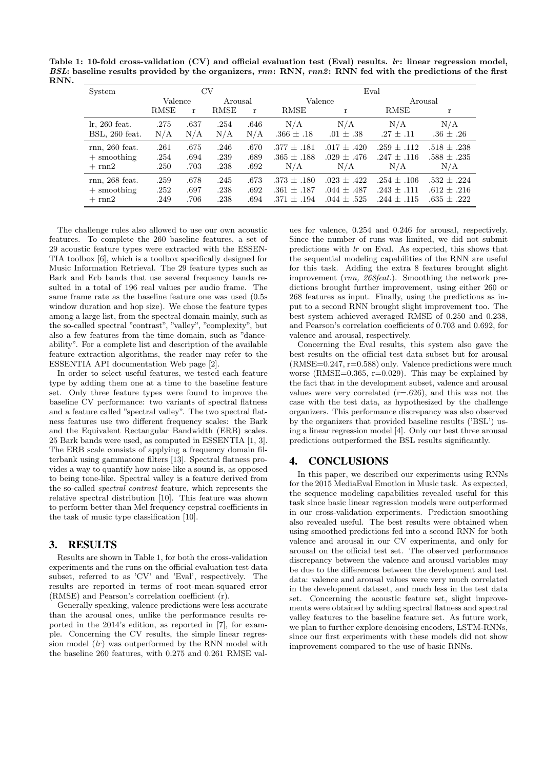**Table 1: 10-fold cross-validation (CV) and official evaluation test (Eval) results. *lr*: linear regression model, *BSL*: baseline results provided by the organizers, *rnn*: RNN, *rnn2*: RNN fed with the predictions of the first RNN.**

| System | CV | | | | Eval | | | |
|---|---|---|---|---|---|---|---|---|
| | Valence | | Arousal | | Valence | | Arousal | |
| | RMSE | r | RMSE | r | RMSE | r | RMSE | r |
| lr, 260 feat. | .275 | .637 | .254 | .646 | N/A | N/A | N/A | N/A |
| BSL, 260 feat. | N/A | N/A | N/A | N/A | .366 ± .18 | .01 ± .38 | .27 ± .11 | .36 ± .26 |
| rnn, 260 feat. | .261 | .675 | .246 | .670 | .377 ± .181 | .017 ± .420 | .259 ± .112 | .518 ± .238 |
| + smoothing | .254 | .694 | .239 | .689 | .365 ± .188 | .029 ± .476 | .247 ± .116 | .588 ± .235 |
| + rnn2 | .250 | .703 | .238 | .692 | N/A | N/A | N/A | N/A |
| rnn, 268 feat. | .259 | .678 | .245 | .673 | .373 ± .180 | .023 ± .422 | .254 ± .106 | .532 ± .224 |
| + smoothing | .252 | .697 | .238 | .692 | .361 ± .187 | .044 ± .487 | .243 ± .111 | .612 ± .216 |
| + rnn2 | .249 | .706 | .238 | .694 | .371 ± .194 | .044 ± .525 | .244 ± .115 | .635 ± .222 |

The challenge rules also allowed to use our own acoustic features. To complete the 260 baseline features, a set of 29 acoustic feature types were extracted with the ESSENTIA toolbox [6], which is a toolbox specifically designed for Music Information Retrieval. The 29 feature types such as Bark and Erb bands that use several frequency bands resulted in a total of 196 real values per audio frame. The same frame rate as the baseline feature one was used (0.5s window duration and hop size). We chose the feature types among a large list, from the spectral domain mainly, such as the so-called spectral "contrast", "valley", "complexity", but also a few features from the time domain, such as "danceability". For a complete list and description of the available feature extraction algorithms, the reader may refer to the ESSENTIA API documentation Web page [2].

In order to select useful features, we tested each feature type by adding them one at a time to the baseline feature set. Only three feature types were found to improve the baseline CV performance: two variants of spectral flatness and a feature called "spectral valley". The two spectral flatness features use two different frequency scales: the Bark and the Equivalent Rectangular Bandwidth (ERB) scales. 25 Bark bands were used, as computed in ESSENTIA [1, 3]. The ERB scale consists of applying a frequency domain filterbank using gammatone filters [13]. Spectral flatness provides a way to quantify how noise-like a sound is, as opposed to being tone-like. Spectral valley is a feature derived from the so-called *spectral contrast* feature, which represents the relative spectral distribution [10]. This feature was shown to perform better than Mel frequency cepstral coefficients in the task of music type classification [10].

## 3. RESULTS

Results are shown in Table 1, for both the cross-validation experiments and the runs on the official evaluation test data subset, referred to as 'CV' and 'Eval', respectively. The results are reported in terms of root-mean-squared error (RMSE) and Pearson's correlation coefficient (r).

Generally speaking, valence predictions were less accurate than the arousal ones, unlike the performance results reported in the 2014's edition, as reported in [7], for example. Concerning the CV results, the simple linear regression model (*lr*) was outperformed by the RNN model with the baseline 260 features, with 0.275 and 0.261 RMSE values for valence, 0.254 and 0.246 for arousal, respectively. Since the number of runs was limited, we did not submit predictions with *lr* on Eval. As expected, this shows that the sequential modeling capabilities of the RNN are useful for this task. Adding the extra 8 features brought slight improvement (*rnn, 268feat.*). Smoothing the network predictions brought further improvement, using either 260 or 268 features as input. Finally, using the predictions as input to a second RNN brought slight improvement too. The best system achieved averaged RMSE of 0.250 and 0.238, and Pearson's correlation coefficients of 0.703 and 0.692, for valence and arousal, respectively.

Concerning the Eval results, this system also gave the best results on the official test data subset but for arousal (RMSE=0.247, r=0.588) only. Valence predictions were much worse (RMSE=0.365, r=0.029). This may be explained by the fact that in the development subset, valence and arousal values were very correlated (r=.626), and this was not the case with the test data, as hypothesized by the challenge organizers. This performance discrepancy was also observed by the organizers that provided baseline results ('BSL') using a linear regression model [4]. Only our best three arousal predictions outperformed the BSL results significantly.

## 4. CONCLUSIONS

In this paper, we described our experiments using RNNs for the 2015 MediaEval Emotion in Music task. As expected, the sequence modeling capabilities revealed useful for this task since basic linear regression models were outperformed in our cross-validation experiments. Prediction smoothing also revealed useful. The best results were obtained when using smoothed predictions fed into a second RNN for both valence and arousal in our CV experiments, and only for arousal on the official test set. The observed performance discrepancy between the valence and arousal variables may be due to the differences between the development and test data: valence and arousal values were very much correlated in the development dataset, and much less in the test data set. Concerning the acoustic feature set, slight improvements were obtained by adding spectral flatness and spectral valley features to the baseline feature set. As future work, we plan to further explore denoising encoders, LSTM-RNNs, since our first experiments with these models did not show improvement compared to the use of basic RNNs.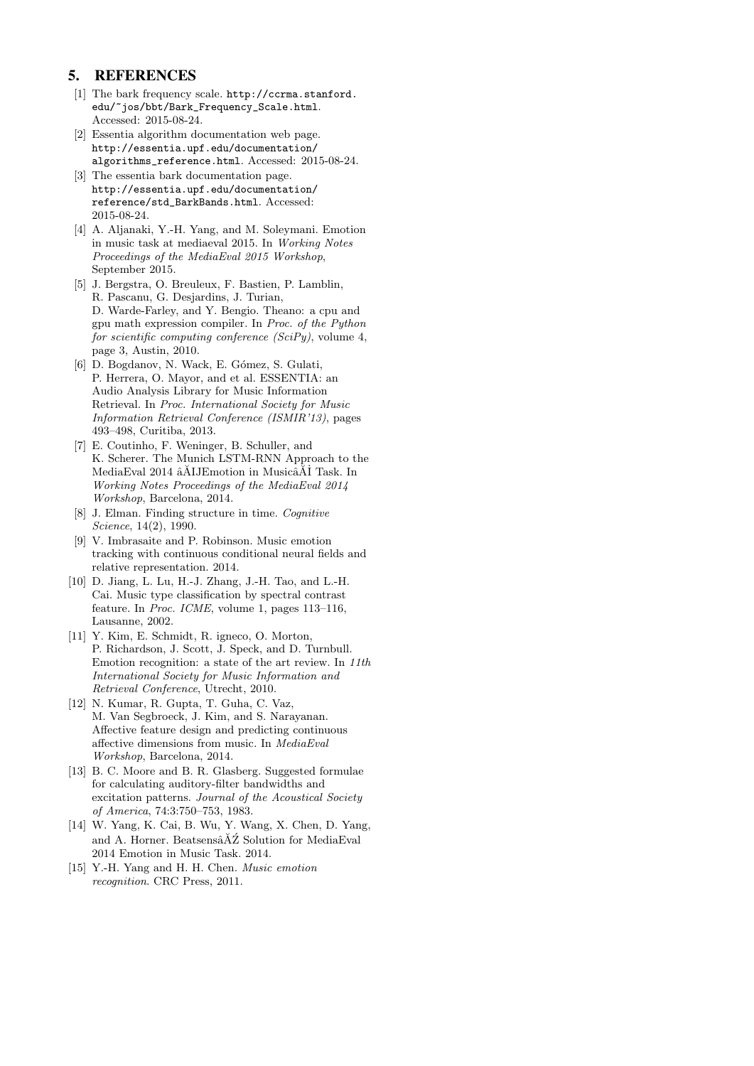## 5. REFERENCES

- [1] The bark frequency scale. http://ccrma.stanford.edu/~jos/bbt/Bark_Frequency_Scale.html. Accessed: 2015-08-24.
- [2] Essentia algorithm documentation web page. http://essentia.upf.edu/documentation/algorithms_reference.html. Accessed: 2015-08-24.
- [3] The essentia bark documentation page. http://essentia.upf.edu/documentation/reference/std_BarkBands.html. Accessed: 2015-08-24.
- [4] A. Aljanaki, Y.-H. Yang, and M. Soleymani. Emotion in music task at mediaeval 2015. In *Working Notes Proceedings of the MediaEval 2015 Workshop*, September 2015.
- [5] J. Bergstra, O. Breuleux, F. Bastien, P. Lamblin, R. Pascanu, G. Desjardins, J. Turian, D. Warde-Farley, and Y. Bengio. Theano: a cpu and gpu math expression compiler. In *Proc. of the Python for scientific computing conference (SciPy)*, volume 4, page 3, Austin, 2010.
- [6] D. Bogdanov, N. Wack, E. Gómez, S. Gulati, P. Herrera, O. Mayor, and et al. ESSENTIA: an Audio Analysis Library for Music Information Retrieval. In *Proc. International Society for Music Information Retrieval Conference (ISMIR'13)*, pages 493–498, Curitiba, 2013.
- [7] E. Coutinho, F. Weninger, B. Schuller, and K. Scherer. The Munich LSTM-RNN Approach to the MediaEval 2014 âĂIJEmotion in MusicâĂİ Task. In *Working Notes Proceedings of the MediaEval 2014 Workshop*, Barcelona, 2014.
- [8] J. Elman. Finding structure in time. *Cognitive Science*, 14(2), 1990.
- [9] V. Imbrasaite and P. Robinson. Music emotion tracking with continuous conditional neural fields and relative representation. 2014.
- [10] D. Jiang, L. Lu, H.-J. Zhang, J.-H. Tao, and L.-H. Cai. Music type classification by spectral contrast feature. In *Proc. ICME*, volume 1, pages 113–116, Lausanne, 2002.
- [11] Y. Kim, E. Schmidt, R. igneco, O. Morton, P. Richardson, J. Scott, J. Speck, and D. Turnbull. Emotion recognition: a state of the art review. In *11th International Society for Music Information and Retrieval Conference*, Utrecht, 2010.
- [12] N. Kumar, R. Gupta, T. Guha, C. Vaz, M. Van Segbroeck, J. Kim, and S. Narayanan. Affective feature design and predicting continuous affective dimensions from music. In *MediaEval Workshop*, Barcelona, 2014.
- [13] B. C. Moore and B. R. Glasberg. Suggested formulae for calculating auditory-filter bandwidths and excitation patterns. *Journal of the Acoustical Society of America*, 74:3:750–753, 1983.
- [14] W. Yang, K. Cai, B. Wu, Y. Wang, X. Chen, D. Yang, and A. Horner. BeatsensâĂŹ Solution for MediaEval 2014 Emotion in Music Task. 2014.
- [15] Y.-H. Yang and H. H. Chen. *Music emotion recognition*. CRC Press, 2011.